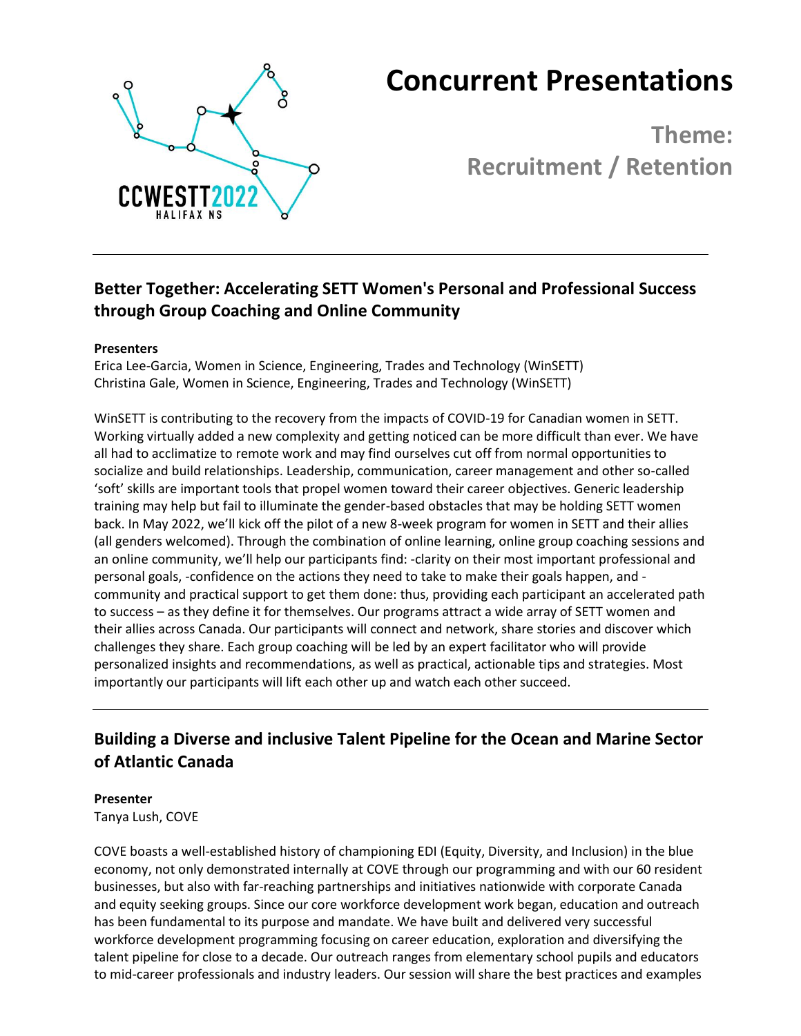# Concurrent Presentations

## Theme: Recruitment / Retention

---

### Better Together: Accelerating SETT Women's Personal and Professional Success through Group Coaching and Online Community

**Presenters**
Erica Lee-Garcia, Women in Science, Engineering, Trades and Technology (WinSETT)
Christina Gale, Women in Science, Engineering, Trades and Technology (WinSETT)

WinSETT is contributing to the recovery from the impacts of COVID-19 for Canadian women in SETT. Working virtually added a new complexity and getting noticed can be more difficult than ever. We have all had to acclimatize to remote work and may find ourselves cut off from normal opportunities to socialize and build relationships. Leadership, communication, career management and other so-called 'soft' skills are important tools that propel women toward their career objectives. Generic leadership training may help but fail to illuminate the gender-based obstacles that may be holding SETT women back. In May 2022, we'll kick off the pilot of a new 8-week program for women in SETT and their allies (all genders welcomed). Through the combination of online learning, online group coaching sessions and an online community, we'll help our participants find: -clarity on their most important professional and personal goals, -confidence on the actions they need to take to make their goals happen, and -community and practical support to get them done: thus, providing each participant an accelerated path to success – as they define it for themselves. Our programs attract a wide array of SETT women and their allies across Canada. Our participants will connect and network, share stories and discover which challenges they share. Each group coaching will be led by an expert facilitator who will provide personalized insights and recommendations, as well as practical, actionable tips and strategies. Most importantly our participants will lift each other up and watch each other succeed.

---

### Building a Diverse and inclusive Talent Pipeline for the Ocean and Marine Sector of Atlantic Canada

**Presenter**
Tanya Lush, COVE

COVE boasts a well-established history of championing EDI (Equity, Diversity, and Inclusion) in the blue economy, not only demonstrated internally at COVE through our programming and with our 60 resident businesses, but also with far-reaching partnerships and initiatives nationwide with corporate Canada and equity seeking groups. Since our core workforce development work began, education and outreach has been fundamental to its purpose and mandate. We have built and delivered very successful workforce development programming focusing on career education, exploration and diversifying the talent pipeline for close to a decade. Our outreach ranges from elementary school pupils and educators to mid-career professionals and industry leaders. Our session will share the best practices and examples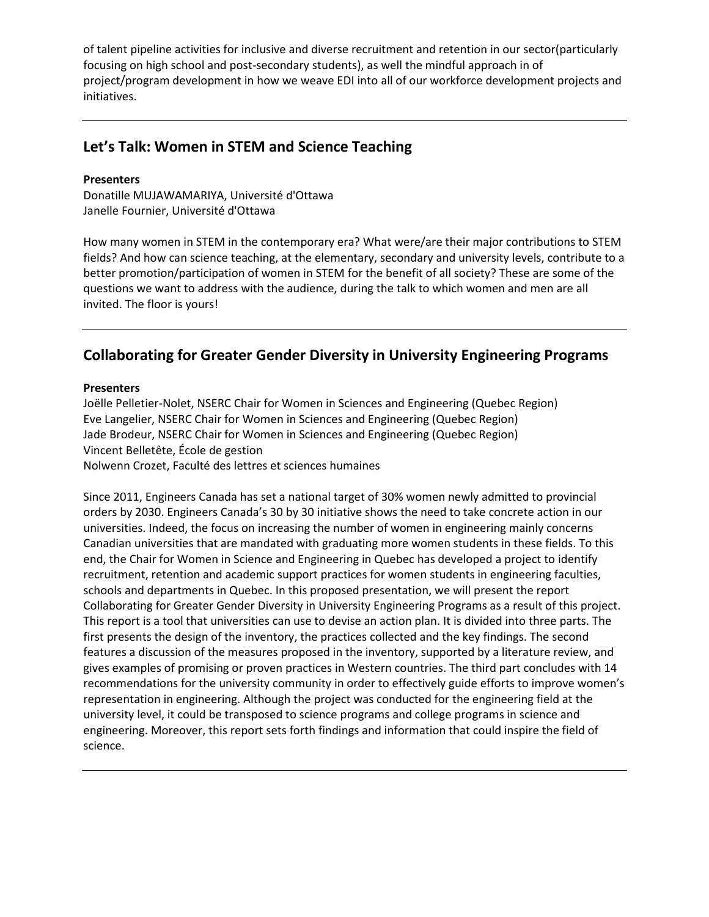of talent pipeline activities for inclusive and diverse recruitment and retention in our sector(particularly focusing on high school and post-secondary students), as well the mindful approach in of project/program development in how we weave EDI into all of our workforce development projects and initiatives.

---

## Let's Talk: Women in STEM and Science Teaching

**Presenters**

Donatille MUJAWAMARIYA, Université d'Ottawa
Janelle Fournier, Université d'Ottawa

How many women in STEM in the contemporary era? What were/are their major contributions to STEM fields? And how can science teaching, at the elementary, secondary and university levels, contribute to a better promotion/participation of women in STEM for the benefit of all society? These are some of the questions we want to address with the audience, during the talk to which women and men are all invited. The floor is yours!

---

## Collaborating for Greater Gender Diversity in University Engineering Programs

**Presenters**

Joëlle Pelletier-Nolet, NSERC Chair for Women in Sciences and Engineering (Quebec Region)
Eve Langelier, NSERC Chair for Women in Sciences and Engineering (Quebec Region)
Jade Brodeur, NSERC Chair for Women in Sciences and Engineering (Quebec Region)
Vincent Belletête, École de gestion
Nolwenn Crozet, Faculté des lettres et sciences humaines

Since 2011, Engineers Canada has set a national target of 30% women newly admitted to provincial orders by 2030. Engineers Canada's 30 by 30 initiative shows the need to take concrete action in our universities. Indeed, the focus on increasing the number of women in engineering mainly concerns Canadian universities that are mandated with graduating more women students in these fields. To this end, the Chair for Women in Science and Engineering in Quebec has developed a project to identify recruitment, retention and academic support practices for women students in engineering faculties, schools and departments in Quebec. In this proposed presentation, we will present the report Collaborating for Greater Gender Diversity in University Engineering Programs as a result of this project. This report is a tool that universities can use to devise an action plan. It is divided into three parts. The first presents the design of the inventory, the practices collected and the key findings. The second features a discussion of the measures proposed in the inventory, supported by a literature review, and gives examples of promising or proven practices in Western countries. The third part concludes with 14 recommendations for the university community in order to effectively guide efforts to improve women's representation in engineering. Although the project was conducted for the engineering field at the university level, it could be transposed to science programs and college programs in science and engineering. Moreover, this report sets forth findings and information that could inspire the field of science.

---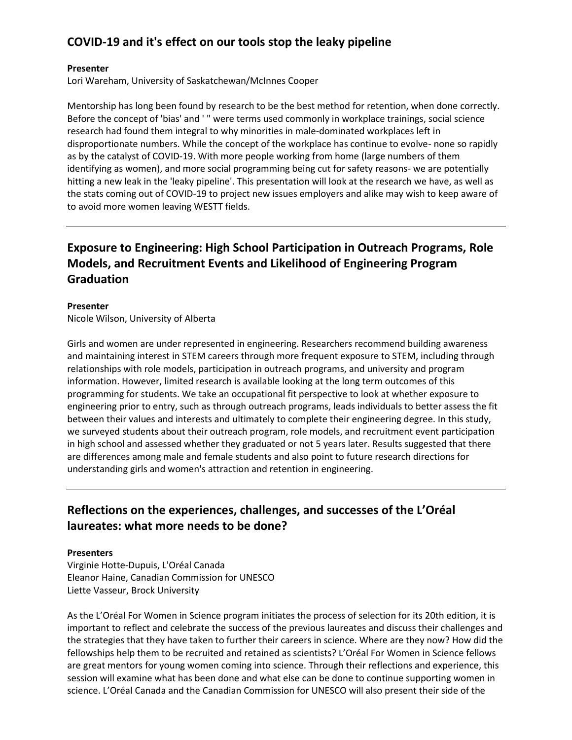## COVID-19 and it's effect on our tools stop the leaky pipeline

**Presenter**
Lori Wareham, University of Saskatchewan/McInnes Cooper

Mentorship has long been found by research to be the best method for retention, when done correctly. Before the concept of 'bias' and ' " were terms used commonly in workplace trainings, social science research had found them integral to why minorities in male-dominated workplaces left in disproportionate numbers. While the concept of the workplace has continue to evolve- none so rapidly as by the catalyst of COVID-19. With more people working from home (large numbers of them identifying as women), and more social programming being cut for safety reasons- we are potentially hitting a new leak in the 'leaky pipeline'. This presentation will look at the research we have, as well as the stats coming out of COVID-19 to project new issues employers and alike may wish to keep aware of to avoid more women leaving WESTT fields.

---

## Exposure to Engineering: High School Participation in Outreach Programs, Role Models, and Recruitment Events and Likelihood of Engineering Program Graduation

**Presenter**
Nicole Wilson, University of Alberta

Girls and women are under represented in engineering. Researchers recommend building awareness and maintaining interest in STEM careers through more frequent exposure to STEM, including through relationships with role models, participation in outreach programs, and university and program information. However, limited research is available looking at the long term outcomes of this programming for students. We take an occupational fit perspective to look at whether exposure to engineering prior to entry, such as through outreach programs, leads individuals to better assess the fit between their values and interests and ultimately to complete their engineering degree. In this study, we surveyed students about their outreach program, role models, and recruitment event participation in high school and assessed whether they graduated or not 5 years later. Results suggested that there are differences among male and female students and also point to future research directions for understanding girls and women's attraction and retention in engineering.

---

## Reflections on the experiences, challenges, and successes of the L'Oréal laureates: what more needs to be done?

**Presenters**
Virginie Hotte-Dupuis, L'Oréal Canada
Eleanor Haine, Canadian Commission for UNESCO
Liette Vasseur, Brock University

As the L'Oréal For Women in Science program initiates the process of selection for its 20th edition, it is important to reflect and celebrate the success of the previous laureates and discuss their challenges and the strategies that they have taken to further their careers in science. Where are they now? How did the fellowships help them to be recruited and retained as scientists? L'Oréal For Women in Science fellows are great mentors for young women coming into science. Through their reflections and experience, this session will examine what has been done and what else can be done to continue supporting women in science. L'Oréal Canada and the Canadian Commission for UNESCO will also present their side of the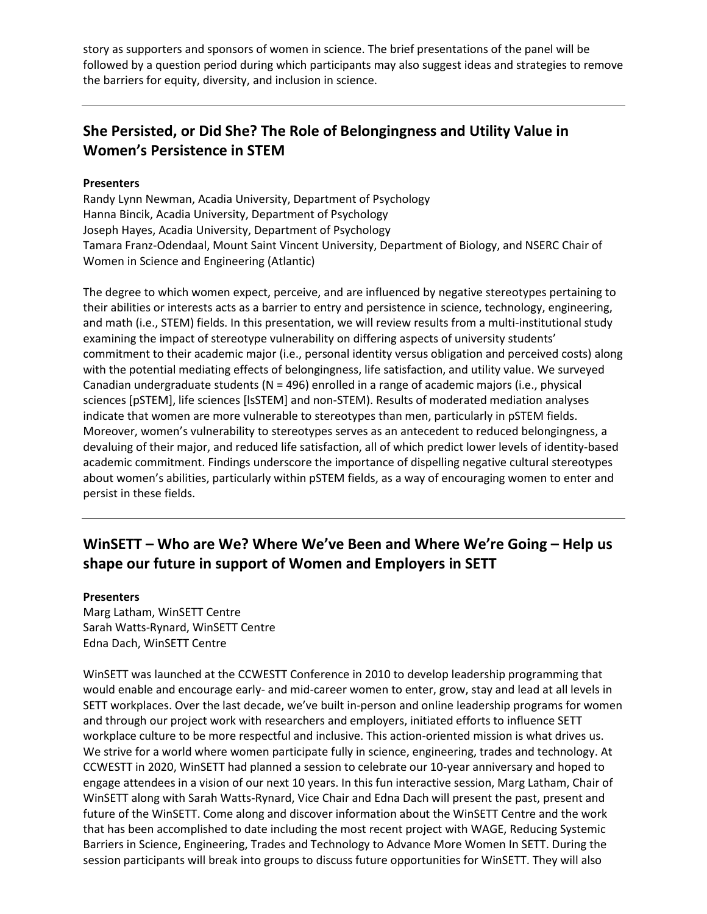story as supporters and sponsors of women in science. The brief presentations of the panel will be followed by a question period during which participants may also suggest ideas and strategies to remove the barriers for equity, diversity, and inclusion in science.

---

## She Persisted, or Did She? The Role of Belongingness and Utility Value in Women's Persistence in STEM

**Presenters**
Randy Lynn Newman, Acadia University, Department of Psychology
Hanna Bincik, Acadia University, Department of Psychology
Joseph Hayes, Acadia University, Department of Psychology
Tamara Franz-Odendaal, Mount Saint Vincent University, Department of Biology, and NSERC Chair of Women in Science and Engineering (Atlantic)

The degree to which women expect, perceive, and are influenced by negative stereotypes pertaining to their abilities or interests acts as a barrier to entry and persistence in science, technology, engineering, and math (i.e., STEM) fields. In this presentation, we will review results from a multi-institutional study examining the impact of stereotype vulnerability on differing aspects of university students' commitment to their academic major (i.e., personal identity versus obligation and perceived costs) along with the potential mediating effects of belongingness, life satisfaction, and utility value. We surveyed Canadian undergraduate students (N = 496) enrolled in a range of academic majors (i.e., physical sciences [pSTEM], life sciences [lsSTEM] and non-STEM). Results of moderated mediation analyses indicate that women are more vulnerable to stereotypes than men, particularly in pSTEM fields. Moreover, women's vulnerability to stereotypes serves as an antecedent to reduced belongingness, a devaluing of their major, and reduced life satisfaction, all of which predict lower levels of identity-based academic commitment. Findings underscore the importance of dispelling negative cultural stereotypes about women's abilities, particularly within pSTEM fields, as a way of encouraging women to enter and persist in these fields.

---

## WinSETT – Who are We? Where We've Been and Where We're Going – Help us shape our future in support of Women and Employers in SETT

**Presenters**
Marg Latham, WinSETT Centre
Sarah Watts-Rynard, WinSETT Centre
Edna Dach, WinSETT Centre

WinSETT was launched at the CCWESTT Conference in 2010 to develop leadership programming that would enable and encourage early- and mid-career women to enter, grow, stay and lead at all levels in SETT workplaces. Over the last decade, we've built in-person and online leadership programs for women and through our project work with researchers and employers, initiated efforts to influence SETT workplace culture to be more respectful and inclusive. This action-oriented mission is what drives us. We strive for a world where women participate fully in science, engineering, trades and technology. At CCWESTT in 2020, WinSETT had planned a session to celebrate our 10-year anniversary and hoped to engage attendees in a vision of our next 10 years. In this fun interactive session, Marg Latham, Chair of WinSETT along with Sarah Watts-Rynard, Vice Chair and Edna Dach will present the past, present and future of the WinSETT. Come along and discover information about the WinSETT Centre and the work that has been accomplished to date including the most recent project with WAGE, Reducing Systemic Barriers in Science, Engineering, Trades and Technology to Advance More Women In SETT. During the session participants will break into groups to discuss future opportunities for WinSETT. They will also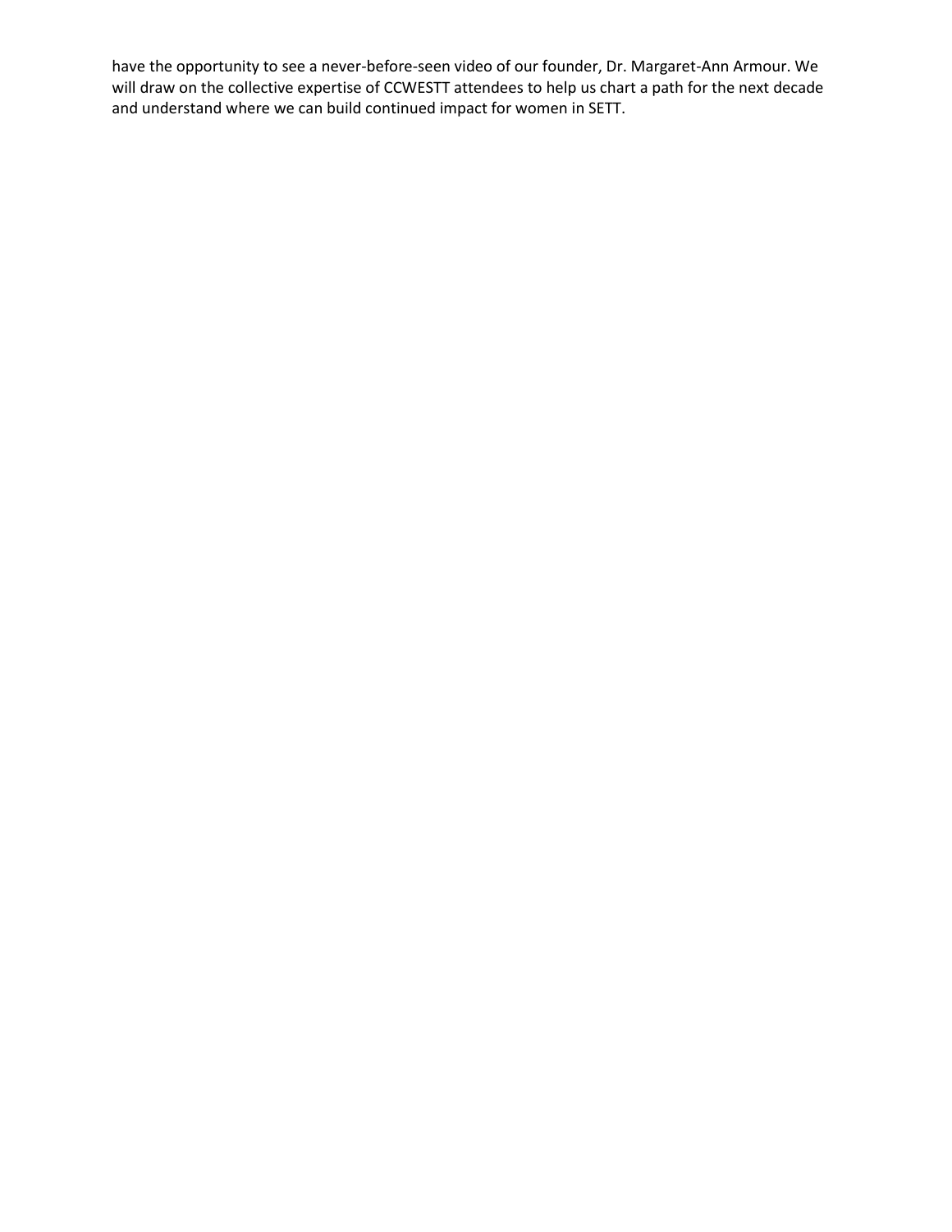have the opportunity to see a never-before-seen video of our founder, Dr. Margaret-Ann Armour. We will draw on the collective expertise of CCWESTT attendees to help us chart a path for the next decade and understand where we can build continued impact for women in SETT.